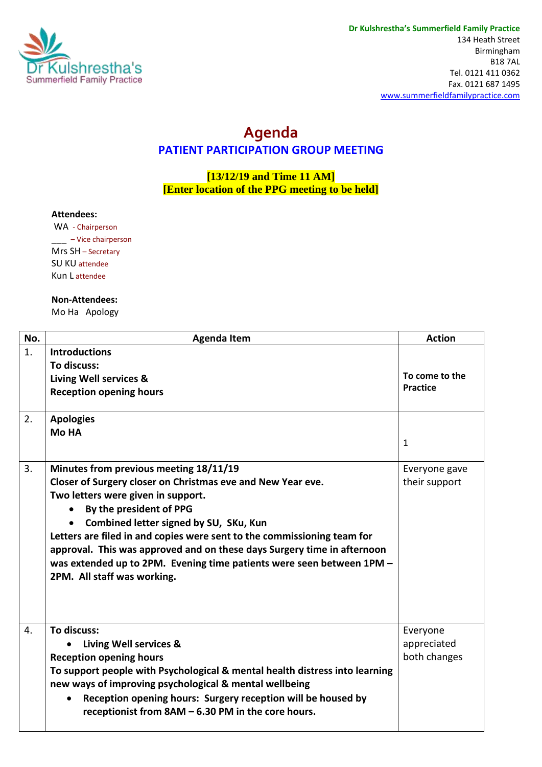**Dr Kulshrestha's Summerfield Family Practice**
134 Heath Street
Birmingham
B18 7AL
Tel. 0121 411 0362
Fax. 0121 687 1495
www.summerfieldfamilypractice.com

# Agenda

## PATIENT PARTICIPATION GROUP MEETING

**[13/12/19 and Time 11 AM]**
**[Enter location of the PPG meeting to be held]**

**Attendees:**
WA - Chairperson
___ – Vice chairperson
Mrs SH – Secretary
SU KU attendee
Kun L attendee

**Non-Attendees:**
Mo Ha Apology

| No. | Agenda Item | Action |
|---|---|---|
| 1. | **Introductions**<br>**To discuss:**<br>**Living Well services &**<br>**Reception opening hours** | **To come to the Practice** |
| 2. | **Apologies**<br>**Mo HA** | 1 |
| 3. | **Minutes from previous meeting 18/11/19**<br>**Closer of Surgery closer on Christmas eve and New Year eve.**<br>**Two letters were given in support.**<br>• **By the president of PPG**<br>• **Combined letter signed by SU, SKu, Kun**<br>**Letters are filed in and copies were sent to the commissioning team for approval. This was approved and on these days Surgery time in afternoon was extended up to 2PM. Evening time patients were seen between 1PM – 2PM. All staff was working.** | Everyone gave their support |
| 4. | **To discuss:**<br>• **Living Well services &**<br>**Reception opening hours**<br>**To support people with Psychological & mental health distress into learning new ways of improving psychological & mental wellbeing**<br>• **Reception opening hours: Surgery reception will be housed by receptionist from 8AM – 6.30 PM in the core hours.** | Everyone appreciated both changes |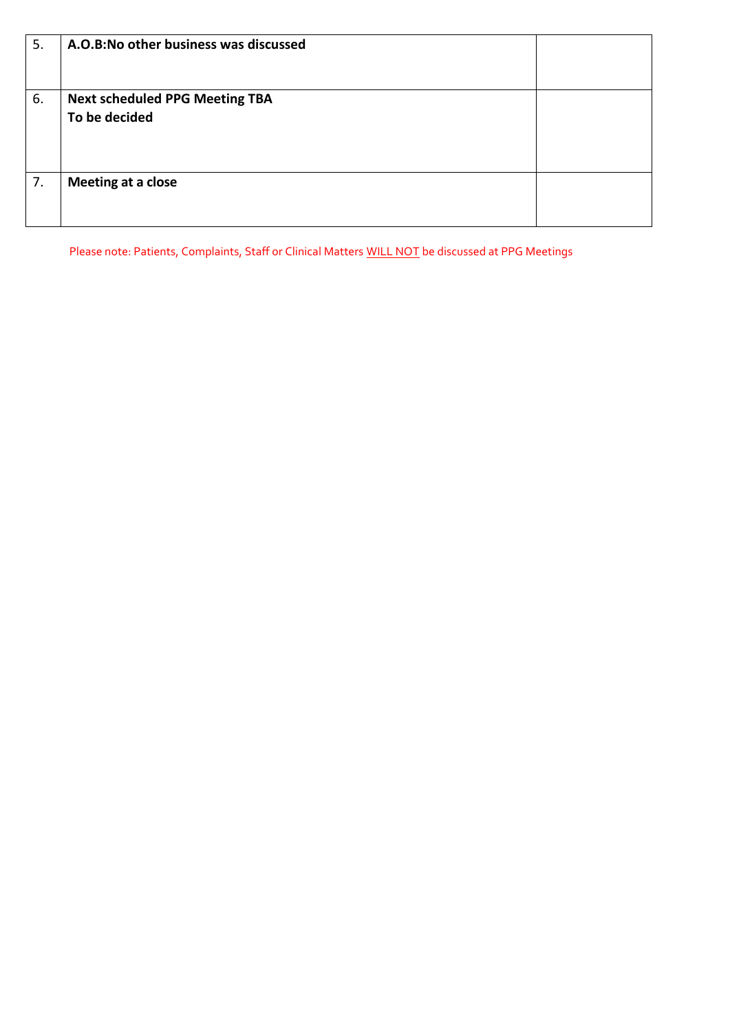| | | |
|---|---|---|
| 5. | **A.O.B:No other business was discussed** | |
| 6. | **Next scheduled PPG Meeting TBA**<br>**To be decided** | |
| 7. | **Meeting at a close** | |

Please note: Patients, Complaints, Staff or Clinical Matters WILL NOT be discussed at PPG Meetings